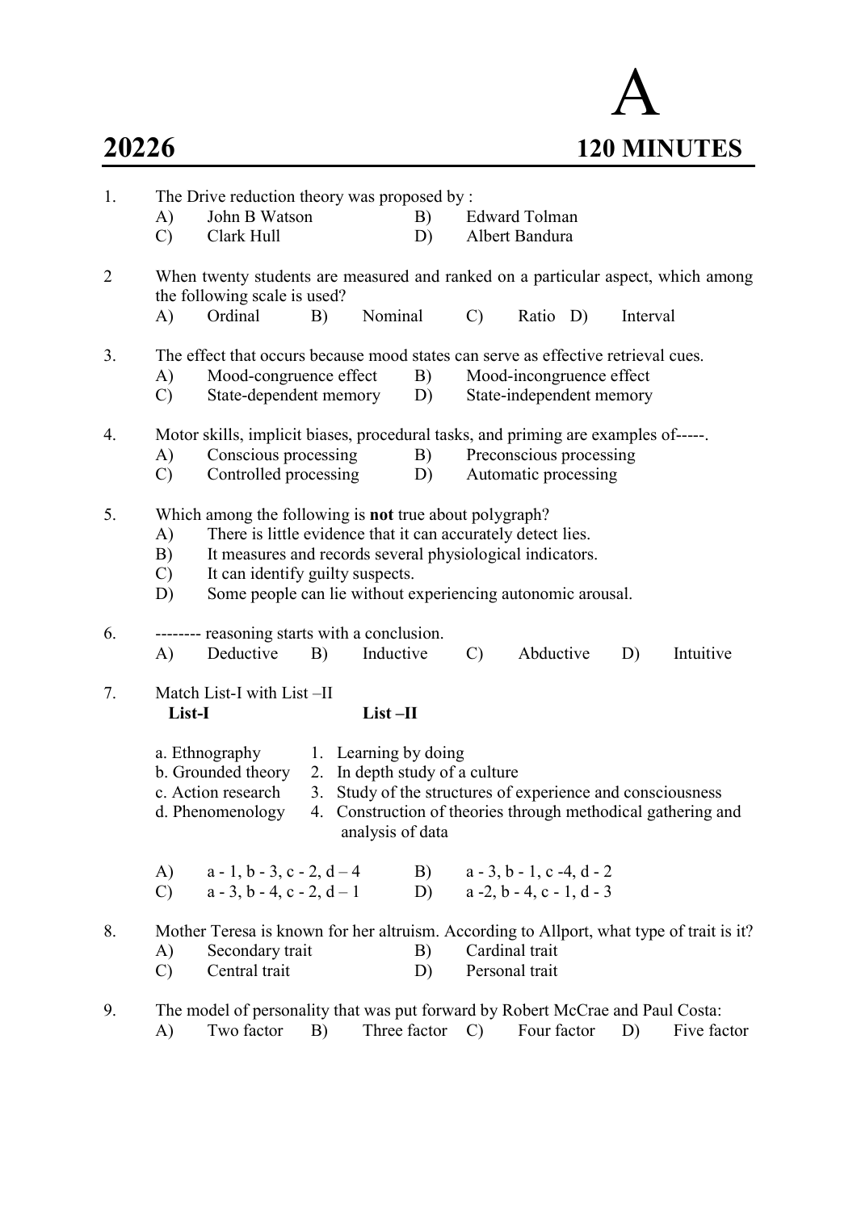# A

**20226** **120 MINUTES**

1. The Drive reduction theory was proposed by :
   - A) John B Watson
   - B) Edward Tolman
   - C) Clark Hull
   - D) Albert Bandura

2. When twenty students are measured and ranked on a particular aspect, which among the following scale is used?
   - A) Ordinal
   - B) Nominal
   - C) Ratio
   - D) Interval

3. The effect that occurs because mood states can serve as effective retrieval cues.
   - A) Mood-congruence effect
   - B) Mood-incongruence effect
   - C) State-dependent memory
   - D) State-independent memory

4. Motor skills, implicit biases, procedural tasks, and priming are examples of-----.
   - A) Conscious processing
   - B) Preconscious processing
   - C) Controlled processing
   - D) Automatic processing

5. Which among the following is **not** true about polygraph?
   - A) There is little evidence that it can accurately detect lies.
   - B) It measures and records several physiological indicators.
   - C) It can identify guilty suspects.
   - D) Some people can lie without experiencing autonomic arousal.

6. -------- reasoning starts with a conclusion.
   - A) Deductive
   - B) Inductive
   - C) Abductive
   - D) Intuitive

7. Match List-I with List –II

| **List-I** | **List –II** |
|---|---|
| a. Ethnography | 1. Learning by doing |
| b. Grounded theory | 2. In depth study of a culture |
| c. Action research | 3. Study of the structures of experience and consciousness |
| d. Phenomenology | 4. Construction of theories through methodical gathering and analysis of data |

   - A) a - 1, b - 3, c - 2, d – 4
   - B) a - 3, b - 1, c -4, d - 2
   - C) a - 3, b - 4, c - 2, d – 1
   - D) a -2, b - 4, c - 1, d - 3

8. Mother Teresa is known for her altruism. According to Allport, what type of trait is it?
   - A) Secondary trait
   - B) Cardinal trait
   - C) Central trait
   - D) Personal trait

9. The model of personality that was put forward by Robert McCrae and Paul Costa:
   - A) Two factor
   - B) Three factor
   - C) Four factor
   - D) Five factor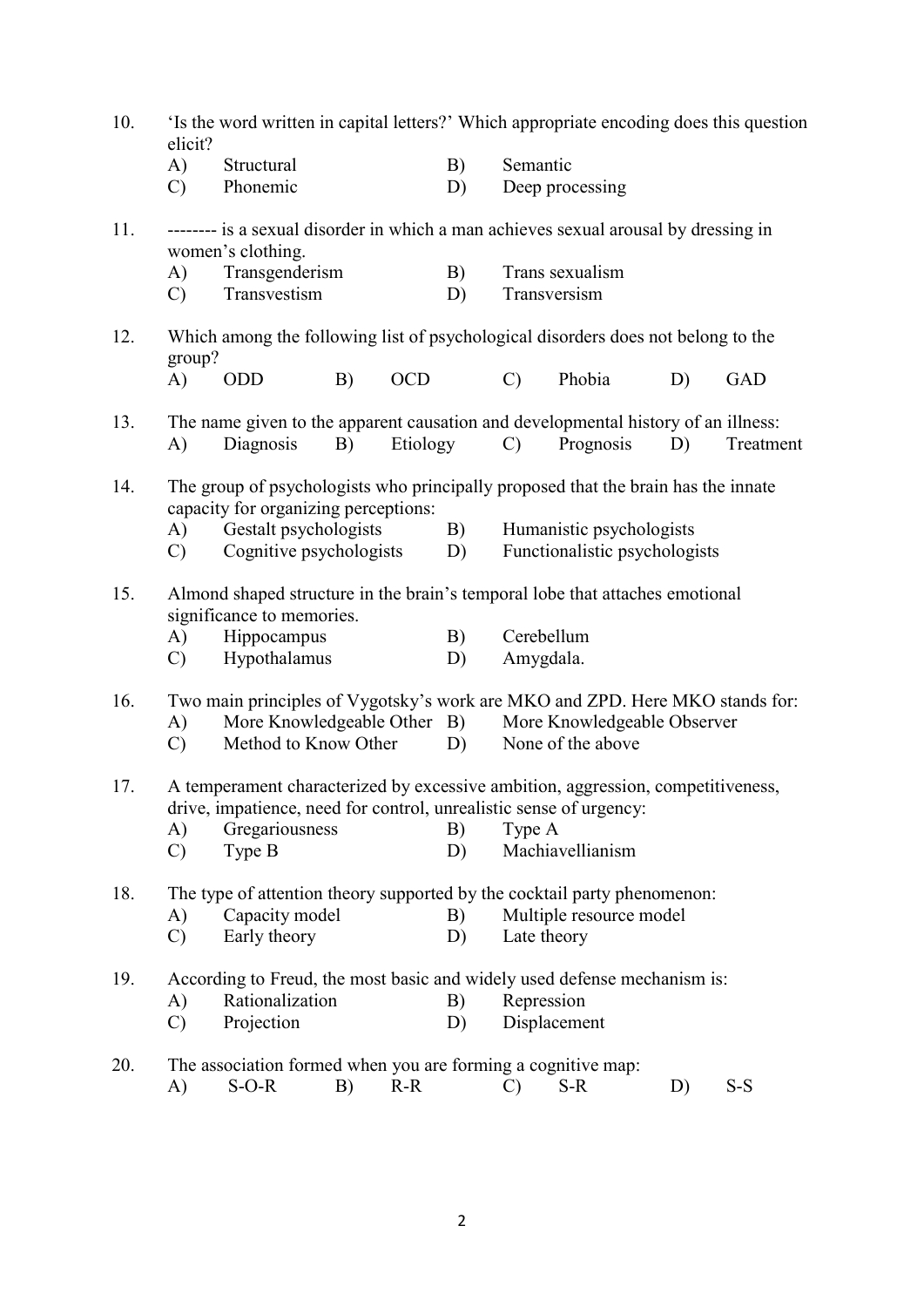10. 'Is the word written in capital letters?' Which appropriate encoding does this question elicit?
    A) Structural
    B) Semantic
    C) Phonemic
    D) Deep processing

11. -------- is a sexual disorder in which a man achieves sexual arousal by dressing in women's clothing.
    A) Transgenderism
    B) Trans sexualism
    C) Transvestism
    D) Transversism

12. Which among the following list of psychological disorders does not belong to the group?
    A) ODD
    B) OCD
    C) Phobia
    D) GAD

13. The name given to the apparent causation and developmental history of an illness:
    A) Diagnosis
    B) Etiology
    C) Prognosis
    D) Treatment

14. The group of psychologists who principally proposed that the brain has the innate capacity for organizing perceptions:
    A) Gestalt psychologists
    B) Humanistic psychologists
    C) Cognitive psychologists
    D) Functionalistic psychologists

15. Almond shaped structure in the brain's temporal lobe that attaches emotional significance to memories.
    A) Hippocampus
    B) Cerebellum
    C) Hypothalamus
    D) Amygdala.

16. Two main principles of Vygotsky's work are MKO and ZPD. Here MKO stands for:
    A) More Knowledgeable Other
    B) More Knowledgeable Observer
    C) Method to Know Other
    D) None of the above

17. A temperament characterized by excessive ambition, aggression, competitiveness, drive, impatience, need for control, unrealistic sense of urgency:
    A) Gregariousness
    B) Type A
    C) Type B
    D) Machiavellianism

18. The type of attention theory supported by the cocktail party phenomenon:
    A) Capacity model
    B) Multiple resource model
    C) Early theory
    D) Late theory

19. According to Freud, the most basic and widely used defense mechanism is:
    A) Rationalization
    B) Repression
    C) Projection
    D) Displacement

20. The association formed when you are forming a cognitive map:
    A) S-O-R
    B) R-R
    C) S-R
    D) S-S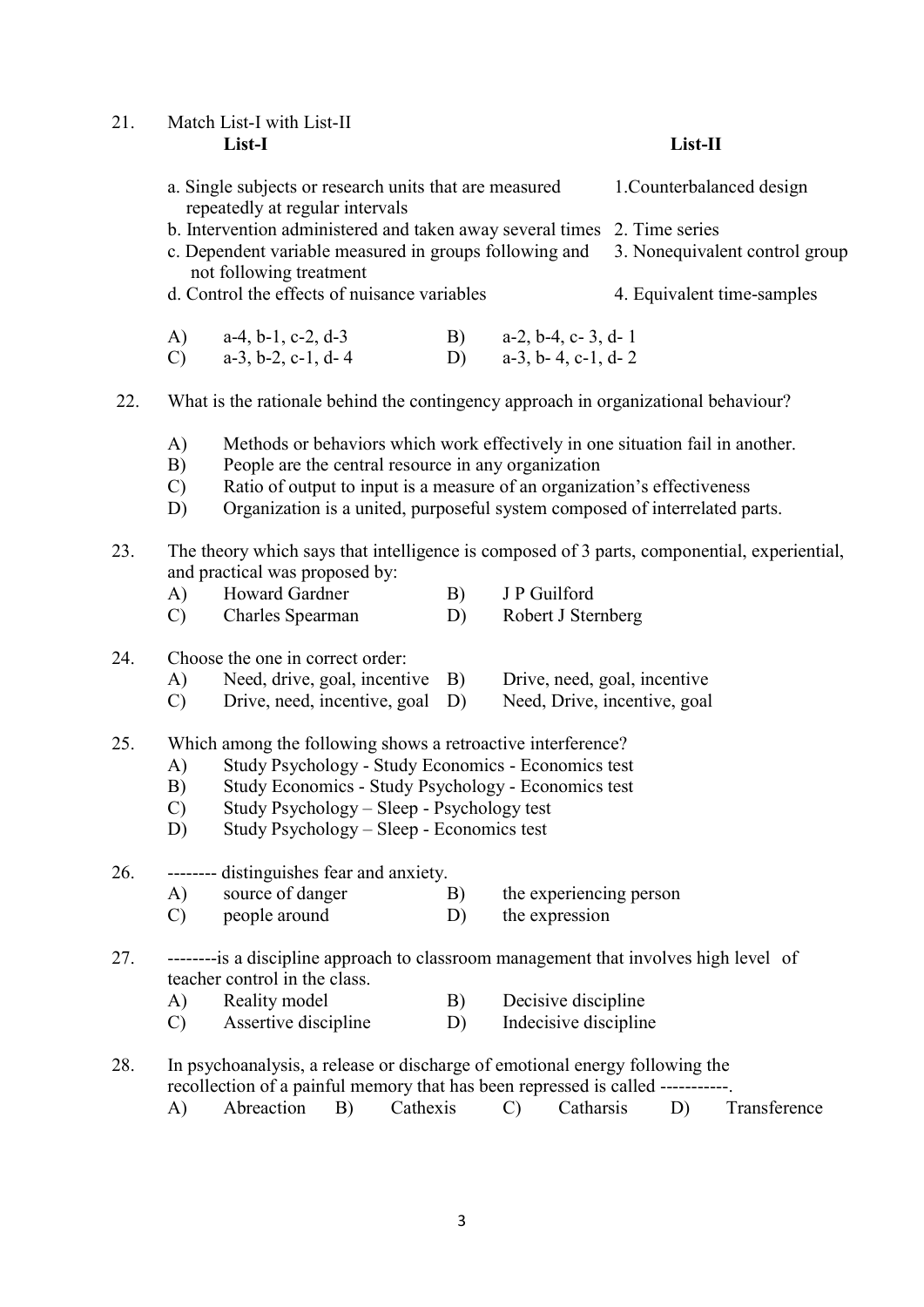21. Match List-I with List-II

| List-I | List-II |
|---|---|
| a. Single subjects or research units that are measured repeatedly at regular intervals | 1. Counterbalanced design |
| b. Intervention administered and taken away several times | 2. Time series |
| c. Dependent variable measured in groups following and not following treatment | 3. Nonequivalent control group |
| d. Control the effects of nuisance variables | 4. Equivalent time-samples |

A) a-4, b-1, c-2, d-3  B) a-2, b-4, c- 3, d- 1
C) a-3, b-2, c-1, d- 4  D) a-3, b- 4, c-1, d- 2

22. What is the rationale behind the contingency approach in organizational behaviour?

A) Methods or behaviors which work effectively in one situation fail in another.
B) People are the central resource in any organization
C) Ratio of output to input is a measure of an organization's effectiveness
D) Organization is a united, purposeful system composed of interrelated parts.

23. The theory which says that intelligence is composed of 3 parts, componential, experiential, and practical was proposed by:

A) Howard Gardner  B) J P Guilford
C) Charles Spearman  D) Robert J Sternberg

24. Choose the one in correct order:

A) Need, drive, goal, incentive  B) Drive, need, goal, incentive
C) Drive, need, incentive, goal  D) Need, Drive, incentive, goal

25. Which among the following shows a retroactive interference?

A) Study Psychology - Study Economics - Economics test
B) Study Economics - Study Psychology - Economics test
C) Study Psychology – Sleep - Psychology test
D) Study Psychology – Sleep - Economics test

26. -------- distinguishes fear and anxiety.

A) source of danger  B) the experiencing person
C) people around  D) the expression

27. --------is a discipline approach to classroom management that involves high level of teacher control in the class.

A) Reality model  B) Decisive discipline
C) Assertive discipline  D) Indecisive discipline

28. In psychoanalysis, a release or discharge of emotional energy following the recollection of a painful memory that has been repressed is called -----------.

A) Abreaction  B) Cathexis  C) Catharsis  D) Transference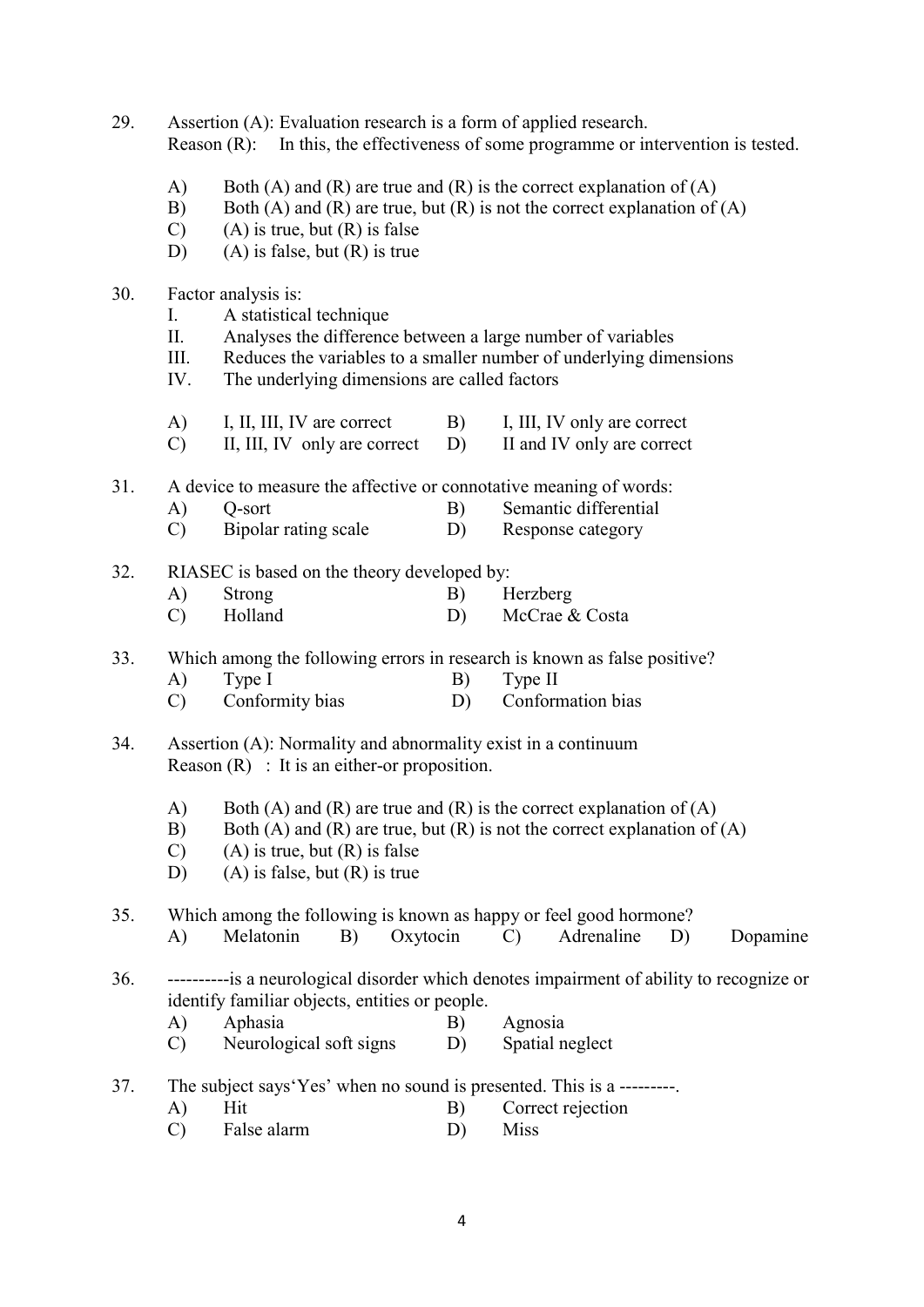29. Assertion (A): Evaluation research is a form of applied research.
Reason (R): In this, the effectiveness of some programme or intervention is tested.

    A) Both (A) and (R) are true and (R) is the correct explanation of (A)
    B) Both (A) and (R) are true, but (R) is not the correct explanation of (A)
    C) (A) is true, but (R) is false
    D) (A) is false, but (R) is true

30. Factor analysis is:
    I. A statistical technique
    II. Analyses the difference between a large number of variables
    III. Reduces the variables to a smaller number of underlying dimensions
    IV. The underlying dimensions are called factors

    A) I, II, III, IV are correct
    B) I, III, IV only are correct
    C) II, III, IV only are correct
    D) II and IV only are correct

31. A device to measure the affective or connotative meaning of words:
    A) Q-sort
    B) Semantic differential
    C) Bipolar rating scale
    D) Response category

32. RIASEC is based on the theory developed by:
    A) Strong
    B) Herzberg
    C) Holland
    D) McCrae & Costa

33. Which among the following errors in research is known as false positive?
    A) Type I
    B) Type II
    C) Conformity bias
    D) Conformation bias

34. Assertion (A): Normality and abnormality exist in a continuum
Reason (R) : It is an either-or proposition.

    A) Both (A) and (R) are true and (R) is the correct explanation of (A)
    B) Both (A) and (R) are true, but (R) is not the correct explanation of (A)
    C) (A) is true, but (R) is false
    D) (A) is false, but (R) is true

35. Which among the following is known as happy or feel good hormone?
    A) Melatonin
    B) Oxytocin
    C) Adrenaline
    D) Dopamine

36. ----------is a neurological disorder which denotes impairment of ability to recognize or identify familiar objects, entities or people.
    A) Aphasia
    B) Agnosia
    C) Neurological soft signs
    D) Spatial neglect

37. The subject says'Yes' when no sound is presented. This is a ---------.
    A) Hit
    B) Correct rejection
    C) False alarm
    D) Miss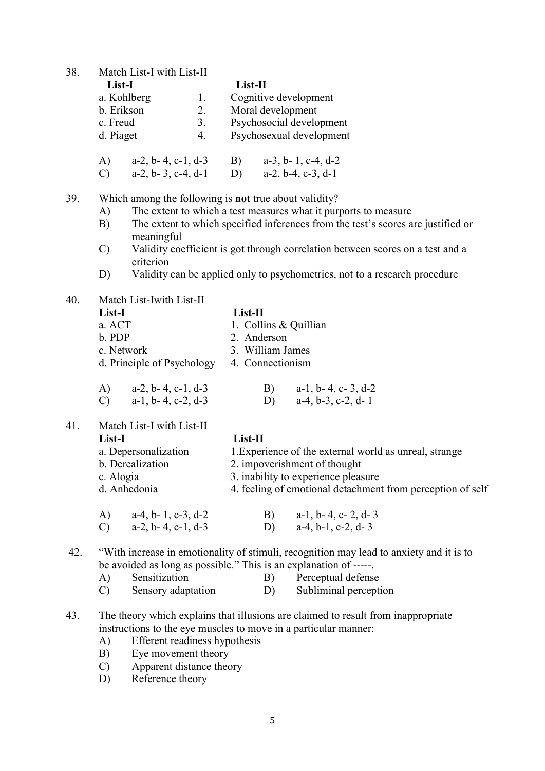38. Match List-I with List-II

| List-I | | List-II |
|---|---|---|
| a. Kohlberg | 1. | Cognitive development |
| b. Erikson | 2. | Moral development |
| c. Freud | 3. | Psychosocial development |
| d. Piaget | 4. | Psychosexual development |

A) a-2, b- 4, c-1, d-3 B) a-3, b- 1, c-4, d-2
C) a-2, b- 3, c-4, d-1 D) a-2, b-4, c-3, d-1

39. Which among the following is **not** true about validity?
   - A) The extent to which a test measures what it purports to measure
   - B) The extent to which specified inferences from the test's scores are justified or meaningful
   - C) Validity coefficient is got through correlation between scores on a test and a criterion
   - D) Validity can be applied only to psychometrics, not to a research procedure

40. Match List-Iwith List-II

| List-I | List-II |
|---|---|
| a. ACT | 1. Collins & Quillian |
| b. PDP | 2. Anderson |
| c. Network | 3. William James |
| d. Principle of Psychology | 4. Connectionism |

A) a-2, b- 4, c-1, d-3 B) a-1, b- 4, c- 3, d-2
C) a-1, b- 4, c-2, d-3 D) a-4, b-3, c-2, d- 1

41. Match List-I with List-II

| List-I | List-II |
|---|---|
| a. Depersonalization | 1.Experience of the external world as unreal, strange |
| b. Derealization | 2. impoverishment of thought |
| c. Alogia | 3. inability to experience pleasure |
| d. Anhedonia | 4. feeling of emotional detachment from perception of self |

A) a-4, b- 1, c-3, d-2 B) a-1, b- 4, c- 2, d- 3
C) a-2, b- 4, c-1, d-3 D) a-4, b-1, c-2, d- 3

42. "With increase in emotionality of stimuli, recognition may lead to anxiety and it is to be avoided as long as possible." This is an explanation of -----.
   - A) Sensitization
   - B) Perceptual defense
   - C) Sensory adaptation
   - D) Subliminal perception

43. The theory which explains that illusions are claimed to result from inappropriate instructions to the eye muscles to move in a particular manner:
   - A) Efferent readiness hypothesis
   - B) Eye movement theory
   - C) Apparent distance theory
   - D) Reference theory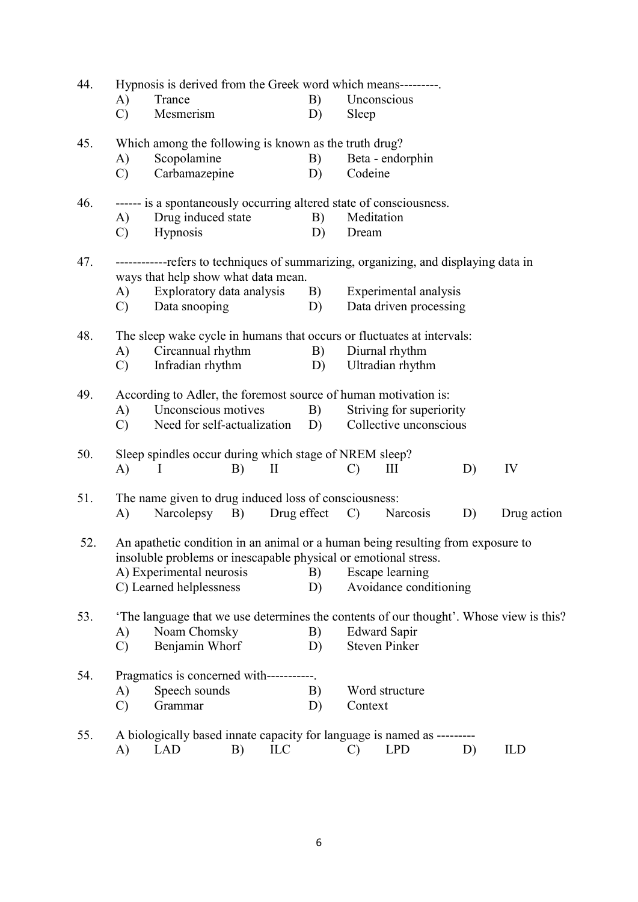44. Hypnosis is derived from the Greek word which means---------.

 A) Trance B) Unconscious
 C) Mesmerism D) Sleep

45. Which among the following is known as the truth drug?

 A) Scopolamine B) Beta - endorphin
 C) Carbamazepine D) Codeine

46. ------ is a spontaneously occurring altered state of consciousness.

 A) Drug induced state B) Meditation
 C) Hypnosis D) Dream

47. ------------refers to techniques of summarizing, organizing, and displaying data in ways that help show what data mean.

 A) Exploratory data analysis B) Experimental analysis
 C) Data snooping D) Data driven processing

48. The sleep wake cycle in humans that occurs or fluctuates at intervals:

 A) Circannual rhythm B) Diurnal rhythm
 C) Infradian rhythm D) Ultradian rhythm

49. According to Adler, the foremost source of human motivation is:

 A) Unconscious motives B) Striving for superiority
 C) Need for self-actualization D) Collective unconscious

50. Sleep spindles occur during which stage of NREM sleep?

 A) I B) II C) III D) IV

51. The name given to drug induced loss of consciousness:

 A) Narcolepsy B) Drug effect C) Narcosis D) Drug action

52. An apathetic condition in an animal or a human being resulting from exposure to insoluble problems or inescapable physical or emotional stress.

 A) Experimental neurosis B) Escape learning
 C) Learned helplessness D) Avoidance conditioning

53. 'The language that we use determines the contents of our thought'. Whose view is this?

 A) Noam Chomsky B) Edward Sapir
 C) Benjamin Whorf D) Steven Pinker

54. Pragmatics is concerned with-----------.

 A) Speech sounds B) Word structure
 C) Grammar D) Context

55. A biologically based innate capacity for language is named as ---------

 A) LAD B) ILC C) LPD D) ILD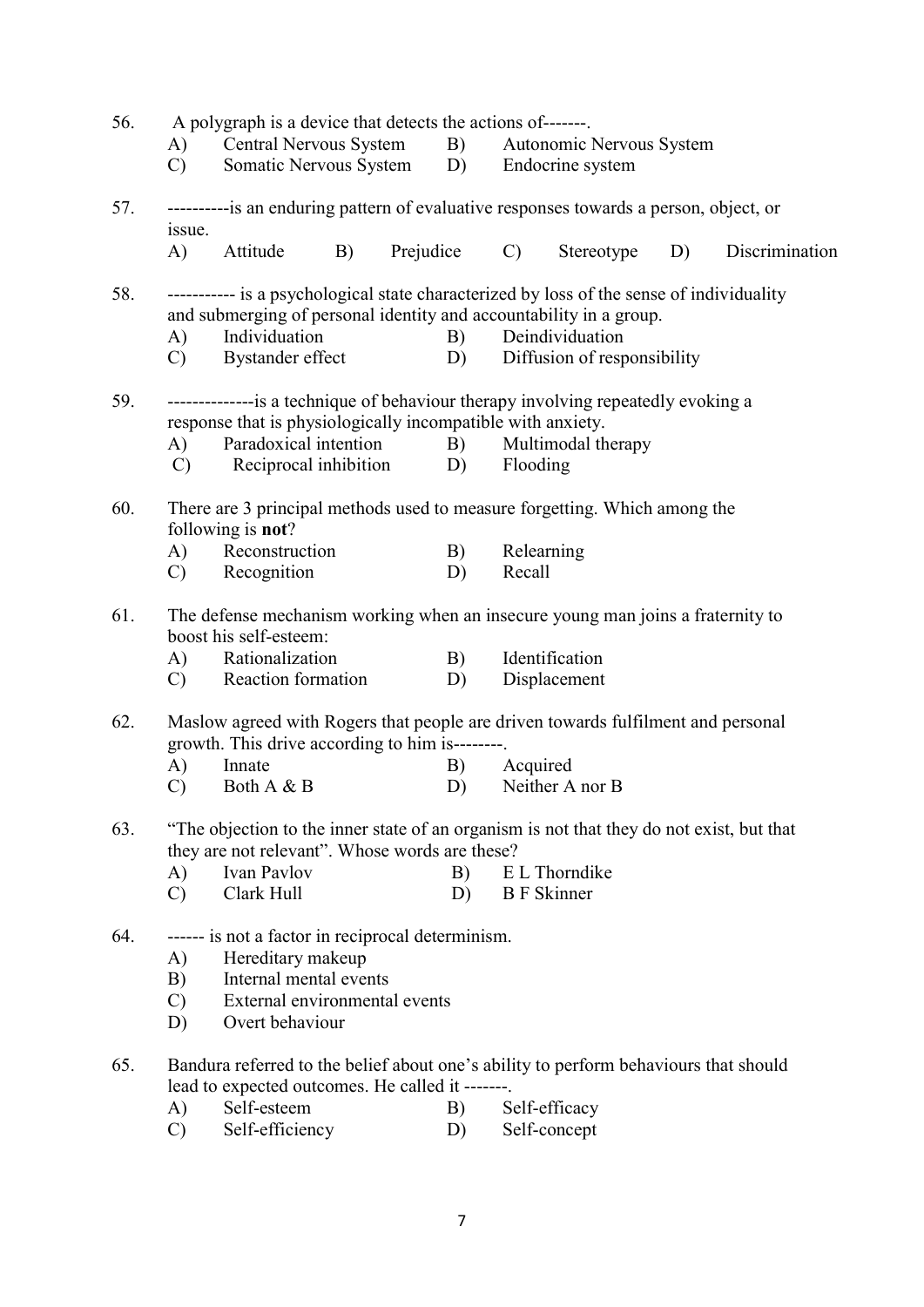56. A polygraph is a device that detects the actions of-------.
    A) Central Nervous System B) Autonomic Nervous System
    C) Somatic Nervous System D) Endocrine system

57. ----------is an enduring pattern of evaluative responses towards a person, object, or issue.
    A) Attitude B) Prejudice C) Stereotype D) Discrimination

58. ----------- is a psychological state characterized by loss of the sense of individuality and submerging of personal identity and accountability in a group.
    A) Individuation B) Deindividuation
    C) Bystander effect D) Diffusion of responsibility

59. --------------is a technique of behaviour therapy involving repeatedly evoking a response that is physiologically incompatible with anxiety.
    A) Paradoxical intention B) Multimodal therapy
    C) Reciprocal inhibition D) Flooding

60. There are 3 principal methods used to measure forgetting. Which among the following is **not**?
    A) Reconstruction B) Relearning
    C) Recognition D) Recall

61. The defense mechanism working when an insecure young man joins a fraternity to boost his self-esteem:
    A) Rationalization B) Identification
    C) Reaction formation D) Displacement

62. Maslow agreed with Rogers that people are driven towards fulfilment and personal growth. This drive according to him is--------.
    A) Innate B) Acquired
    C) Both A & B D) Neither A nor B

63. "The objection to the inner state of an organism is not that they do not exist, but that they are not relevant". Whose words are these?
    A) Ivan Pavlov B) E L Thorndike
    C) Clark Hull D) B F Skinner

64. ------ is not a factor in reciprocal determinism.
    A) Hereditary makeup
    B) Internal mental events
    C) External environmental events
    D) Overt behaviour

65. Bandura referred to the belief about one's ability to perform behaviours that should lead to expected outcomes. He called it -------.
    A) Self-esteem B) Self-efficacy
    C) Self-efficiency D) Self-concept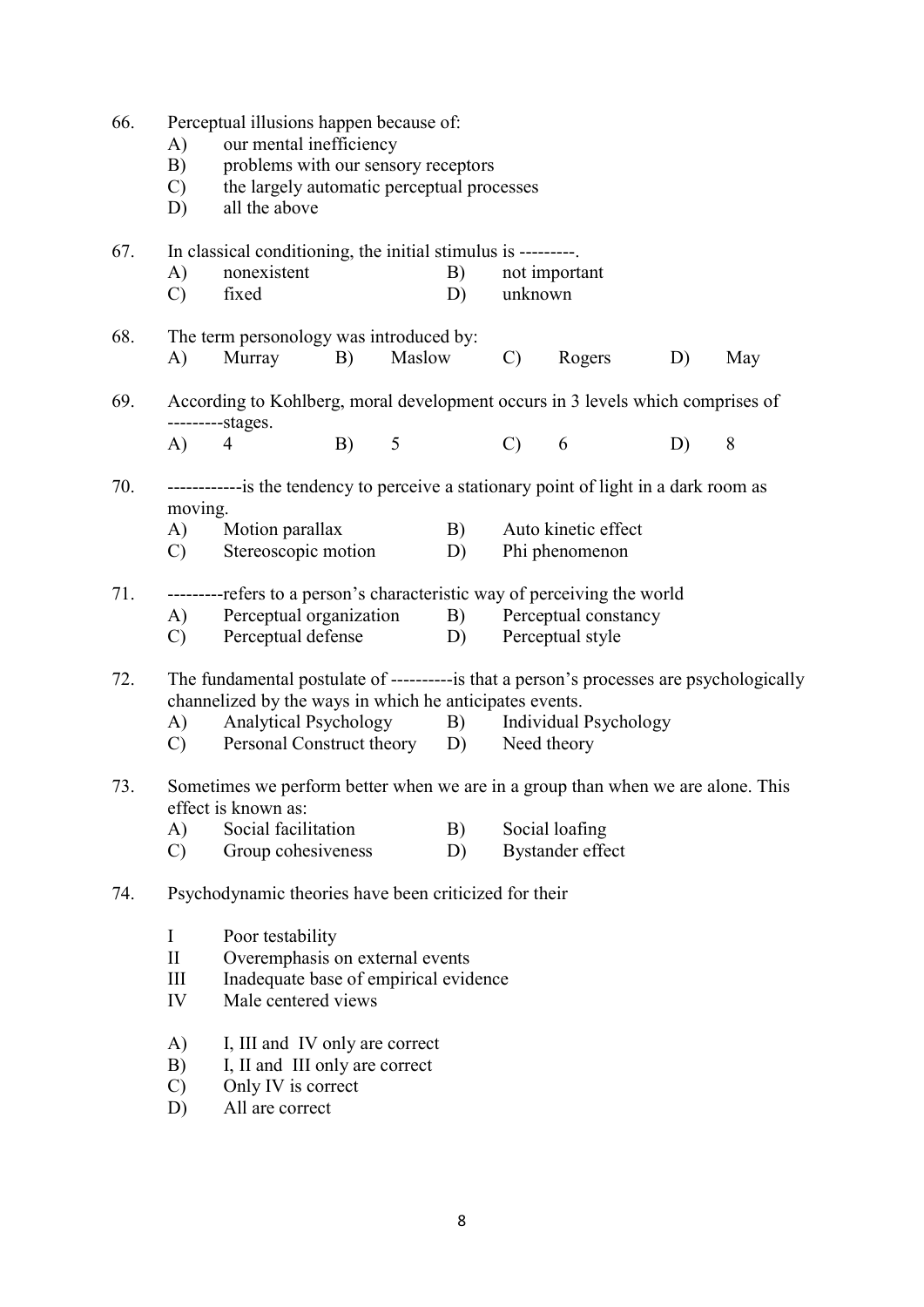66. Perceptual illusions happen because of:
    A) our mental inefficiency
    B) problems with our sensory receptors
    C) the largely automatic perceptual processes
    D) all the above

67. In classical conditioning, the initial stimulus is ---------.
    A) nonexistent B) not important
    C) fixed D) unknown

68. The term personology was introduced by:
    A) Murray B) Maslow C) Rogers D) May

69. According to Kohlberg, moral development occurs in 3 levels which comprises of ---------stages.
    A) 4 B) 5 C) 6 D) 8

70. ------------is the tendency to perceive a stationary point of light in a dark room as moving.
    A) Motion parallax B) Auto kinetic effect
    C) Stereoscopic motion D) Phi phenomenon

71. ---------refers to a person's characteristic way of perceiving the world
    A) Perceptual organization B) Perceptual constancy
    C) Perceptual defense D) Perceptual style

72. The fundamental postulate of ----------is that a person's processes are psychologically channelized by the ways in which he anticipates events.
    A) Analytical Psychology B) Individual Psychology
    C) Personal Construct theory D) Need theory

73. Sometimes we perform better when we are in a group than when we are alone. This effect is known as:
    A) Social facilitation B) Social loafing
    C) Group cohesiveness D) Bystander effect

74. Psychodynamic theories have been criticized for their

    I Poor testability
    II Overemphasis on external events
    III Inadequate base of empirical evidence
    IV Male centered views

    A) I, III and IV only are correct
    B) I, II and III only are correct
    C) Only IV is correct
    D) All are correct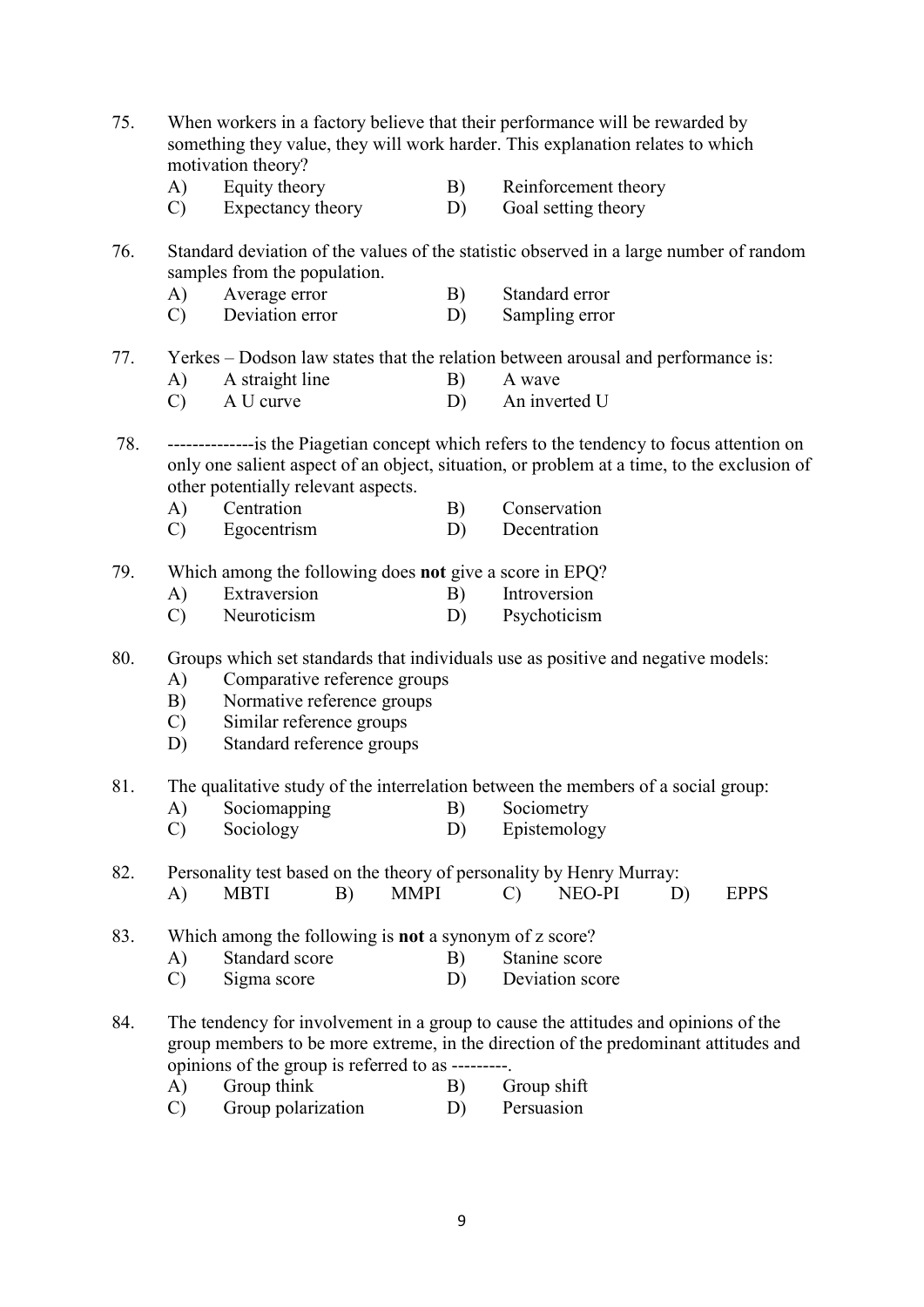75. When workers in a factory believe that their performance will be rewarded by something they value, they will work harder. This explanation relates to which motivation theory?
    - A) Equity theory
    - B) Reinforcement theory
    - C) Expectancy theory
    - D) Goal setting theory

76. Standard deviation of the values of the statistic observed in a large number of random samples from the population.
    - A) Average error
    - B) Standard error
    - C) Deviation error
    - D) Sampling error

77. Yerkes – Dodson law states that the relation between arousal and performance is:
    - A) A straight line
    - B) A wave
    - C) A U curve
    - D) An inverted U

78. --------------is the Piagetian concept which refers to the tendency to focus attention on only one salient aspect of an object, situation, or problem at a time, to the exclusion of other potentially relevant aspects.
    - A) Centration
    - B) Conservation
    - C) Egocentrism
    - D) Decentration

79. Which among the following does **not** give a score in EPQ?
    - A) Extraversion
    - B) Introversion
    - C) Neuroticism
    - D) Psychoticism

80. Groups which set standards that individuals use as positive and negative models:
    - A) Comparative reference groups
    - B) Normative reference groups
    - C) Similar reference groups
    - D) Standard reference groups

81. The qualitative study of the interrelation between the members of a social group:
    - A) Sociomapping
    - B) Sociometry
    - C) Sociology
    - D) Epistemology

82. Personality test based on the theory of personality by Henry Murray:
    - A) MBTI
    - B) MMPI
    - C) NEO-PI
    - D) EPPS

83. Which among the following is **not** a synonym of z score?
    - A) Standard score
    - B) Stanine score
    - C) Sigma score
    - D) Deviation score

84. The tendency for involvement in a group to cause the attitudes and opinions of the group members to be more extreme, in the direction of the predominant attitudes and opinions of the group is referred to as ---------.
    - A) Group think
    - B) Group shift
    - C) Group polarization
    - D) Persuasion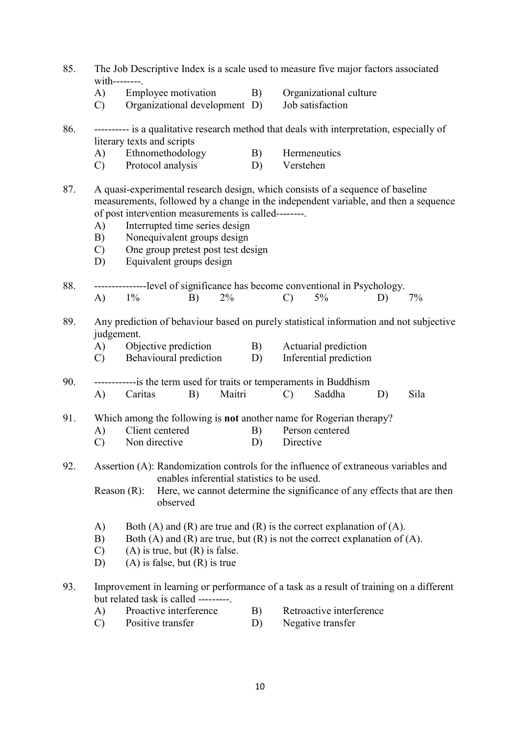85. The Job Descriptive Index is a scale used to measure five major factors associated with--------.

   A) Employee motivation  B) Organizational culture
   C) Organizational development  D) Job satisfaction

86. ---------- is a qualitative research method that deals with interpretation, especially of literary texts and scripts

   A) Ethnomethodology  B) Hermeneutics
   C) Protocol analysis  D) Verstehen

87. A quasi-experimental research design, which consists of a sequence of baseline measurements, followed by a change in the independent variable, and then a sequence of post intervention measurements is called--------.

   A) Interrupted time series design
   B) Nonequivalent groups design
   C) One group pretest post test design
   D) Equivalent groups design

88. ---------------level of significance has become conventional in Psychology.

   A) 1%  B) 2%  C) 5%  D) 7%

89. Any prediction of behaviour based on purely statistical information and not subjective judgement.

   A) Objective prediction  B) Actuarial prediction
   C) Behavioural prediction  D) Inferential prediction

90. ------------is the term used for traits or temperaments in Buddhism

   A) Caritas  B) Maitri  C) Saddha  D) Sila

91. Which among the following is **not** another name for Rogerian therapy?

   A) Client centered  B) Person centered
   C) Non directive  D) Directive

92. Assertion (A): Randomization controls for the influence of extraneous variables and enables inferential statistics to be used.

   Reason (R): Here, we cannot determine the significance of any effects that are then observed

   A) Both (A) and (R) are true and (R) is the correct explanation of (A).
   B) Both (A) and (R) are true, but (R) is not the correct explanation of (A).
   C) (A) is true, but (R) is false.
   D) (A) is false, but (R) is true

93. Improvement in learning or performance of a task as a result of training on a different but related task is called ---------.

   A) Proactive interference  B) Retroactive interference
   C) Positive transfer  D) Negative transfer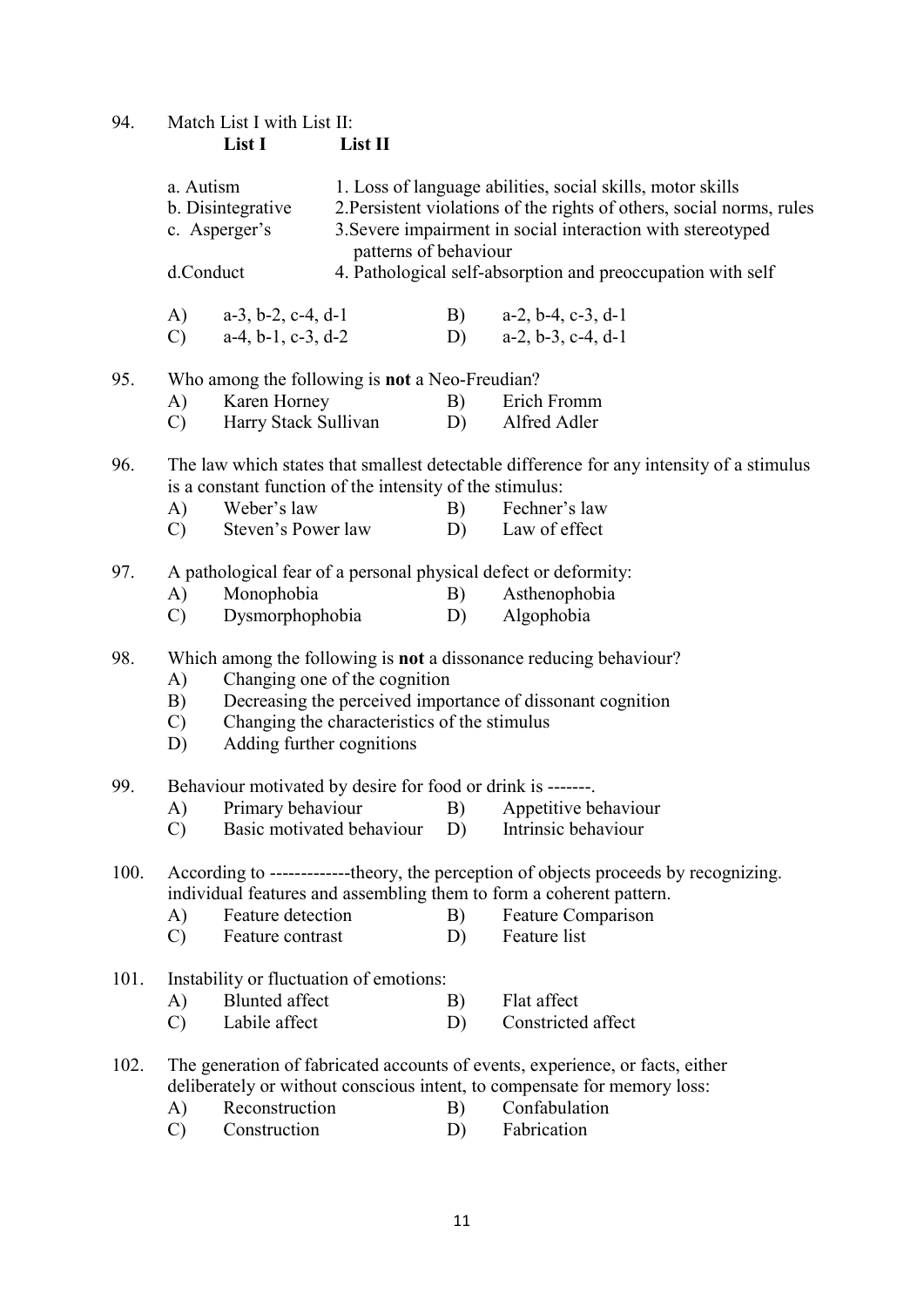94. Match List I with List II:

| List I | List II |
|---|---|
| a. Autism | 1. Loss of language abilities, social skills, motor skills |
| b. Disintegrative | 2. Persistent violations of the rights of others, social norms, rules |
| c. Asperger's | 3. Severe impairment in social interaction with stereotyped patterns of behaviour |
| d. Conduct | 4. Pathological self-absorption and preoccupation with self |

A) a-3, b-2, c-4, d-1 B) a-2, b-4, c-3, d-1
C) a-4, b-1, c-3, d-2 D) a-2, b-3, c-4, d-1

95. Who among the following is **not** a Neo-Freudian?
A) Karen Horney B) Erich Fromm
C) Harry Stack Sullivan D) Alfred Adler

96. The law which states that smallest detectable difference for any intensity of a stimulus is a constant function of the intensity of the stimulus:
A) Weber's law B) Fechner's law
C) Steven's Power law D) Law of effect

97. A pathological fear of a personal physical defect or deformity:
A) Monophobia B) Asthenophobia
C) Dysmorphophobia D) Algophobia

98. Which among the following is **not** a dissonance reducing behaviour?
A) Changing one of the cognition
B) Decreasing the perceived importance of dissonant cognition
C) Changing the characteristics of the stimulus
D) Adding further cognitions

99. Behaviour motivated by desire for food or drink is -------.
A) Primary behaviour B) Appetitive behaviour
C) Basic motivated behaviour D) Intrinsic behaviour

100. According to -------------theory, the perception of objects proceeds by recognizing. individual features and assembling them to form a coherent pattern.
A) Feature detection B) Feature Comparison
C) Feature contrast D) Feature list

101. Instability or fluctuation of emotions:
A) Blunted affect B) Flat affect
C) Labile affect D) Constricted affect

102. The generation of fabricated accounts of events, experience, or facts, either deliberately or without conscious intent, to compensate for memory loss:
A) Reconstruction B) Confabulation
C) Construction D) Fabrication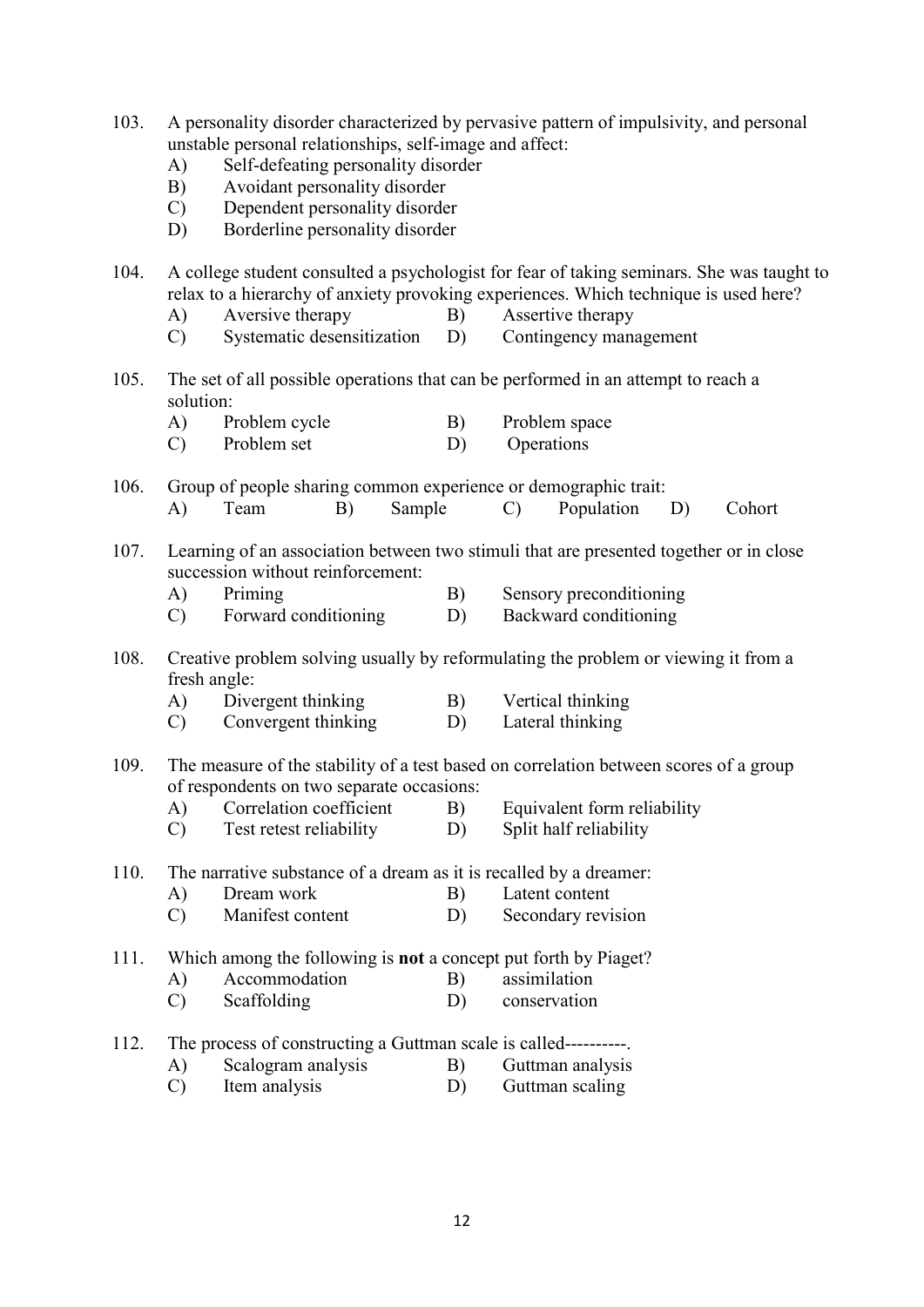103. A personality disorder characterized by pervasive pattern of impulsivity, and personal unstable personal relationships, self-image and affect:
   - A) Self-defeating personality disorder
   - B) Avoidant personality disorder
   - C) Dependent personality disorder
   - D) Borderline personality disorder

104. A college student consulted a psychologist for fear of taking seminars. She was taught to relax to a hierarchy of anxiety provoking experiences. Which technique is used here?
   - A) Aversive therapy
   - B) Assertive therapy
   - C) Systematic desensitization
   - D) Contingency management

105. The set of all possible operations that can be performed in an attempt to reach a solution:
   - A) Problem cycle
   - B) Problem space
   - C) Problem set
   - D) Operations

106. Group of people sharing common experience or demographic trait:
   - A) Team
   - B) Sample
   - C) Population
   - D) Cohort

107. Learning of an association between two stimuli that are presented together or in close succession without reinforcement:
   - A) Priming
   - B) Sensory preconditioning
   - C) Forward conditioning
   - D) Backward conditioning

108. Creative problem solving usually by reformulating the problem or viewing it from a fresh angle:
   - A) Divergent thinking
   - B) Vertical thinking
   - C) Convergent thinking
   - D) Lateral thinking

109. The measure of the stability of a test based on correlation between scores of a group of respondents on two separate occasions:
   - A) Correlation coefficient
   - B) Equivalent form reliability
   - C) Test retest reliability
   - D) Split half reliability

110. The narrative substance of a dream as it is recalled by a dreamer:
   - A) Dream work
   - B) Latent content
   - C) Manifest content
   - D) Secondary revision

111. Which among the following is **not** a concept put forth by Piaget?
   - A) Accommodation
   - B) assimilation
   - C) Scaffolding
   - D) conservation

112. The process of constructing a Guttman scale is called----------.
   - A) Scalogram analysis
   - B) Guttman analysis
   - C) Item analysis
   - D) Guttman scaling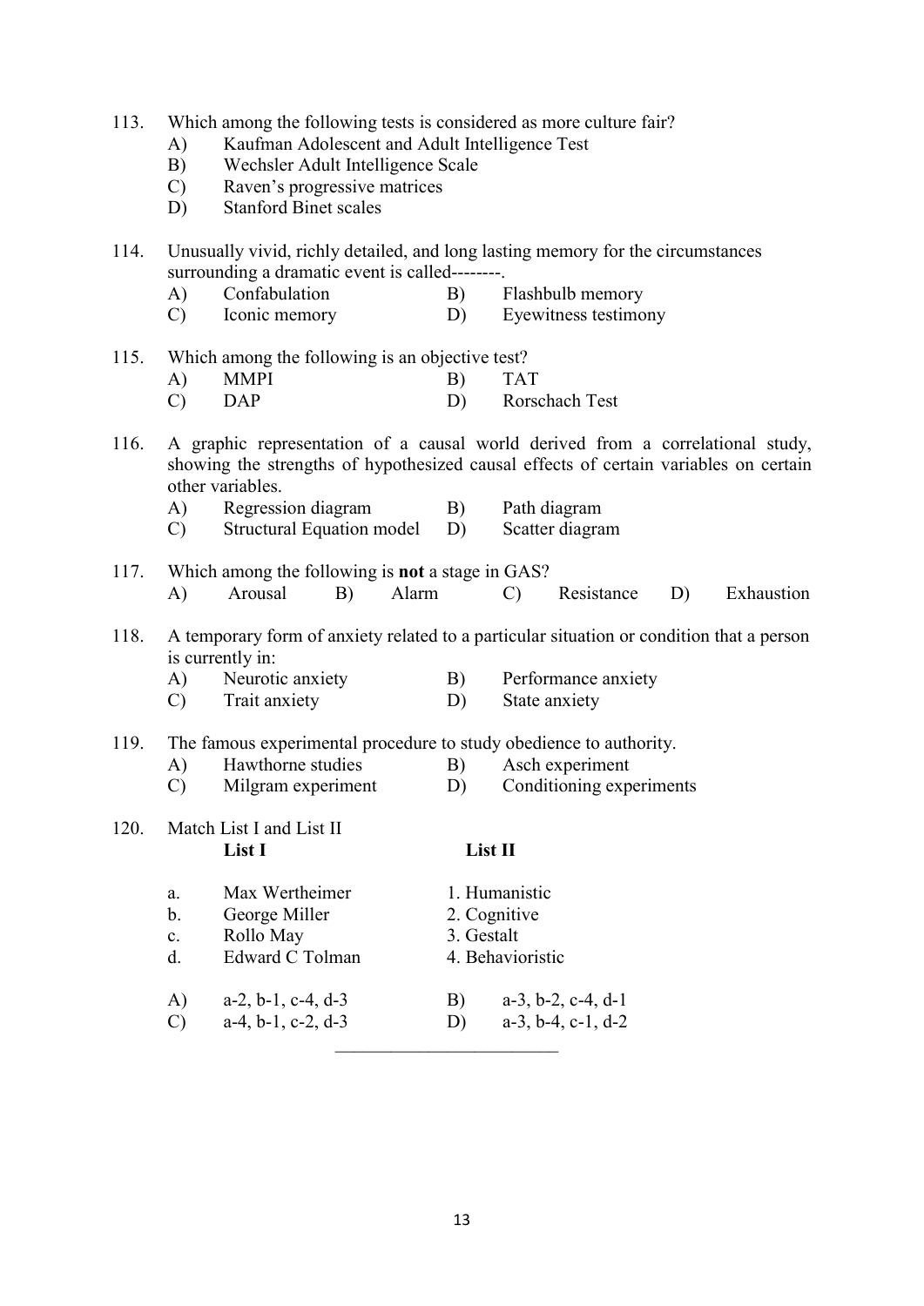113. Which among the following tests is considered as more culture fair?
   - A) Kaufman Adolescent and Adult Intelligence Test
   - B) Wechsler Adult Intelligence Scale
   - C) Raven's progressive matrices
   - D) Stanford Binet scales

114. Unusually vivid, richly detailed, and long lasting memory for the circumstances surrounding a dramatic event is called--------.
   - A) Confabulation
   - B) Flashbulb memory
   - C) Iconic memory
   - D) Eyewitness testimony

115. Which among the following is an objective test?
   - A) MMPI
   - B) TAT
   - C) DAP
   - D) Rorschach Test

116. A graphic representation of a causal world derived from a correlational study, showing the strengths of hypothesized causal effects of certain variables on certain other variables.
   - A) Regression diagram
   - B) Path diagram
   - C) Structural Equation model
   - D) Scatter diagram

117. Which among the following is **not** a stage in GAS?
   - A) Arousal
   - B) Alarm
   - C) Resistance
   - D) Exhaustion

118. A temporary form of anxiety related to a particular situation or condition that a person is currently in:
   - A) Neurotic anxiety
   - B) Performance anxiety
   - C) Trait anxiety
   - D) State anxiety

119. The famous experimental procedure to study obedience to authority.
   - A) Hawthorne studies
   - B) Asch experiment
   - C) Milgram experiment
   - D) Conditioning experiments

120. Match List I and List II

| | **List I** | **List II** |
|---|---|---|
| a. | Max Wertheimer | 1. Humanistic |
| b. | George Miller | 2. Cognitive |
| c. | Rollo May | 3. Gestalt |
| d. | Edward C Tolman | 4. Behavioristic |

   - A) a-2, b-1, c-4, d-3
   - B) a-3, b-2, c-4, d-1
   - C) a-4, b-1, c-2, d-3
   - D) a-3, b-4, c-1, d-2

________________________